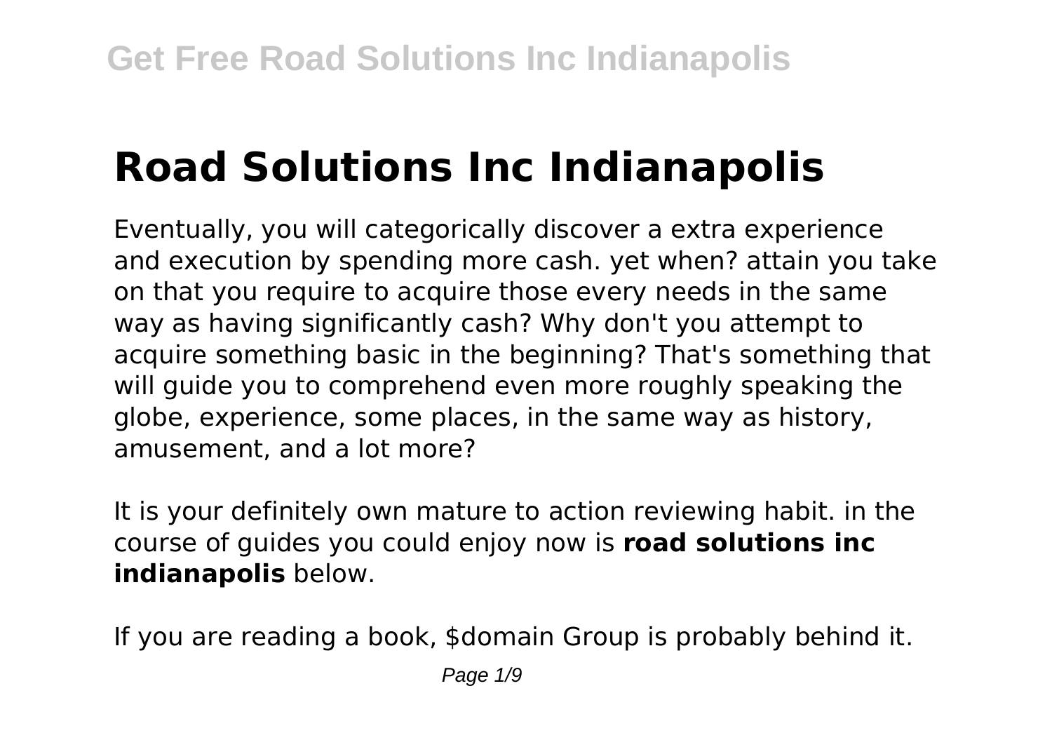# Road Solutions Inc Indianapolis

Eventually, you will categorically discover a extra experience and execution by spending more cash. yet when? attain you take on that you require to acquire those every needs in the same way as having significantly cash? Why don't you attempt to acquire something basic in the beginning? That's something that will guide you to comprehend even more roughly speaking the globe, experience, some places, in the same way as history, amusement, and a lot more?

It is your definitely own mature to action reviewing habit. in the course of guides you could enjoy now is **road solutions inc indianapolis** below.

If you are reading a book, $domain Group is probably behind it.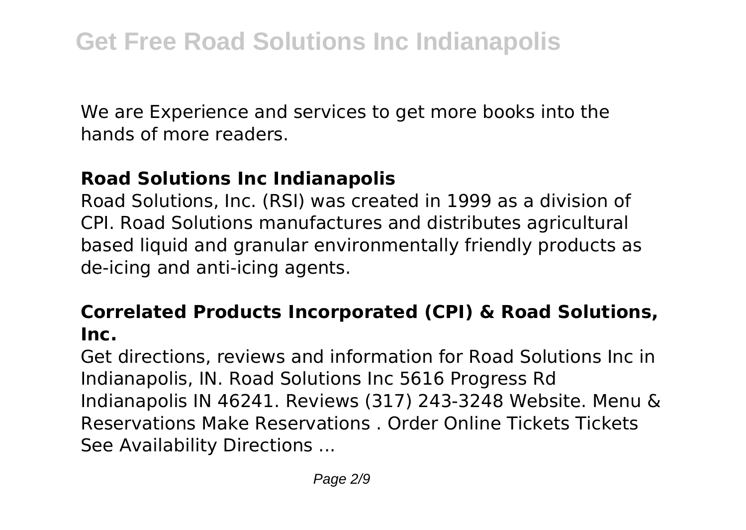We are Experience and services to get more books into the hands of more readers.

### Road Solutions Inc Indianapolis

Road Solutions, Inc. (RSI) was created in 1999 as a division of CPI. Road Solutions manufactures and distributes agricultural based liquid and granular environmentally friendly products as de-icing and anti-icing agents.

### Correlated Products Incorporated (CPI) & Road Solutions, Inc.

Get directions, reviews and information for Road Solutions Inc in Indianapolis, IN. Road Solutions Inc 5616 Progress Rd Indianapolis IN 46241. Reviews (317) 243-3248 Website. Menu & Reservations Make Reservations . Order Online Tickets Tickets See Availability Directions ...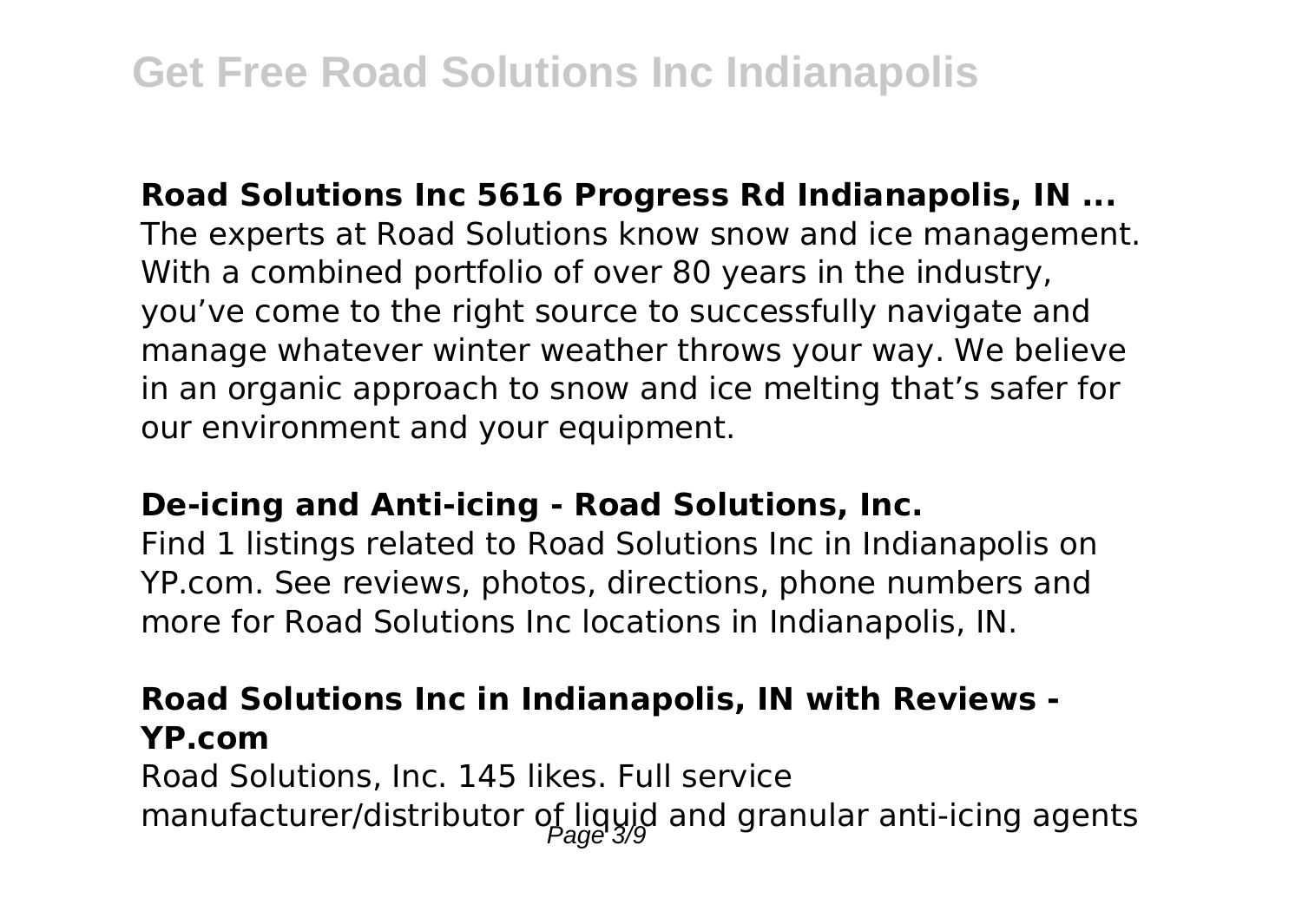**Road Solutions Inc 5616 Progress Rd Indianapolis, IN ...**

The experts at Road Solutions know snow and ice management. With a combined portfolio of over 80 years in the industry, you've come to the right source to successfully navigate and manage whatever winter weather throws your way. We believe in an organic approach to snow and ice melting that's safer for our environment and your equipment.

**De-icing and Anti-icing - Road Solutions, Inc.**

Find 1 listings related to Road Solutions Inc in Indianapolis on YP.com. See reviews, photos, directions, phone numbers and more for Road Solutions Inc locations in Indianapolis, IN.

**Road Solutions Inc in Indianapolis, IN with Reviews - YP.com**

Road Solutions, Inc. 145 likes. Full service manufacturer/distributor of liquid and granular anti-icing agents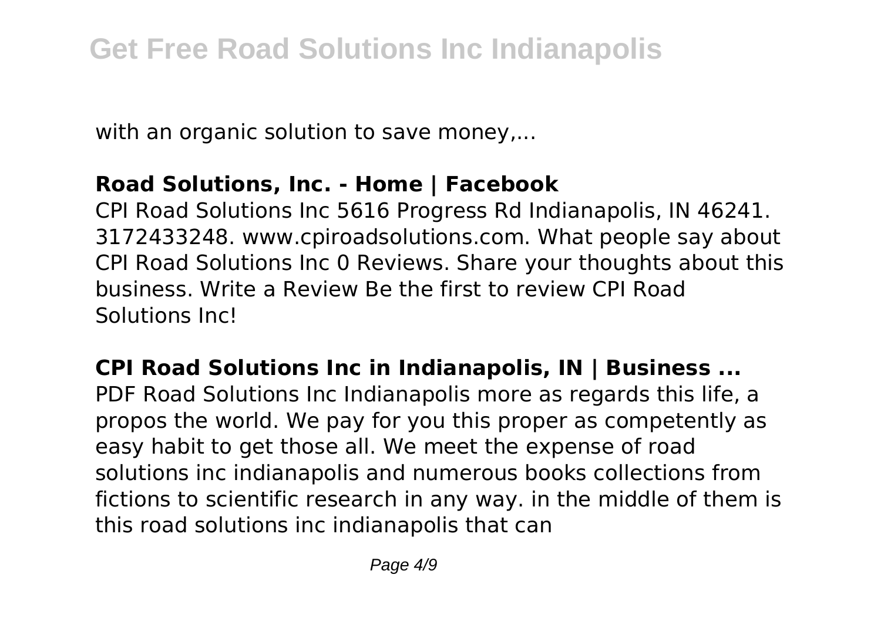with an organic solution to save money,...

## Road Solutions, Inc. - Home | Facebook

CPI Road Solutions Inc 5616 Progress Rd Indianapolis, IN 46241. 3172433248. www.cpiroadsolutions.com. What people say about CPI Road Solutions Inc 0 Reviews. Share your thoughts about this business. Write a Review Be the first to review CPI Road Solutions Inc!

## CPI Road Solutions Inc in Indianapolis, IN | Business ...

PDF Road Solutions Inc Indianapolis more as regards this life, a propos the world. We pay for you this proper as competently as easy habit to get those all. We meet the expense of road solutions inc indianapolis and numerous books collections from fictions to scientific research in any way. in the middle of them is this road solutions inc indianapolis that can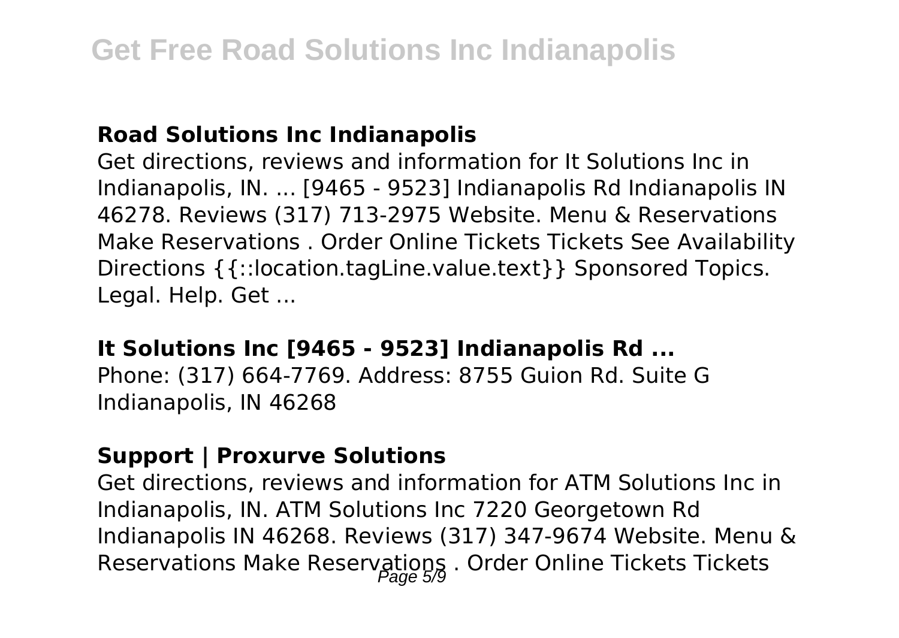### Road Solutions Inc Indianapolis

Get directions, reviews and information for It Solutions Inc in Indianapolis, IN. ... [9465 - 9523] Indianapolis Rd Indianapolis IN 46278. Reviews (317) 713-2975 Website. Menu & Reservations Make Reservations . Order Online Tickets Tickets See Availability Directions {{::location.tagLine.value.text}} Sponsored Topics. Legal. Help. Get ...

### It Solutions Inc [9465 - 9523] Indianapolis Rd ...

Phone: (317) 664-7769. Address: 8755 Guion Rd. Suite G Indianapolis, IN 46268

### Support | Proxurve Solutions

Get directions, reviews and information for ATM Solutions Inc in Indianapolis, IN. ATM Solutions Inc 7220 Georgetown Rd Indianapolis IN 46268. Reviews (317) 347-9674 Website. Menu & Reservations Make Reservations . Order Online Tickets Tickets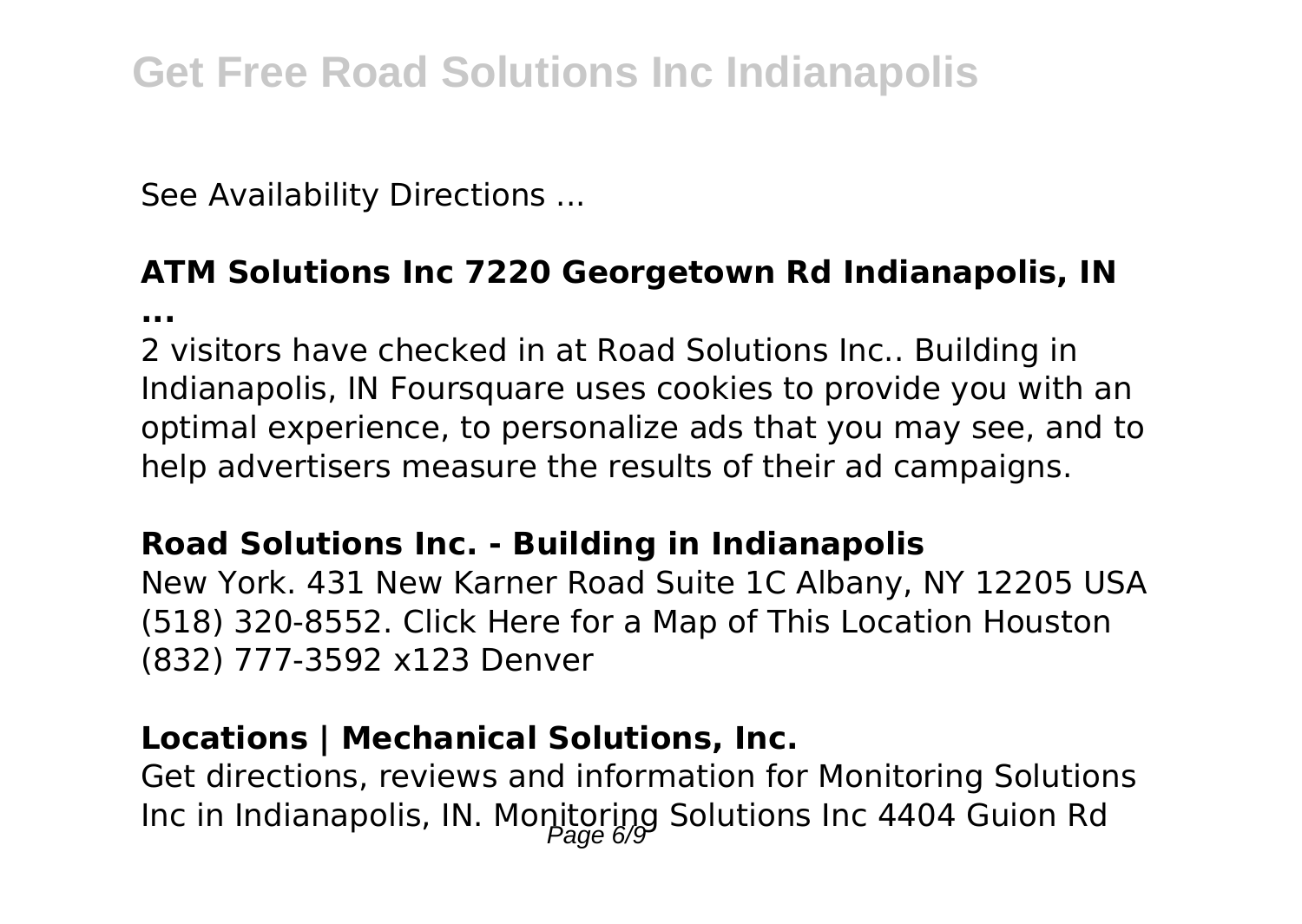See Availability Directions ...

**ATM Solutions Inc 7220 Georgetown Rd Indianapolis, IN ...**

2 visitors have checked in at Road Solutions Inc.. Building in Indianapolis, IN Foursquare uses cookies to provide you with an optimal experience, to personalize ads that you may see, and to help advertisers measure the results of their ad campaigns.

**Road Solutions Inc. - Building in Indianapolis**

New York. 431 New Karner Road Suite 1C Albany, NY 12205 USA (518) 320-8552. Click Here for a Map of This Location Houston (832) 777-3592 x123 Denver

**Locations | Mechanical Solutions, Inc.**

Get directions, reviews and information for Monitoring Solutions Inc in Indianapolis, IN. Monitoring Solutions Inc 4404 Guion Rd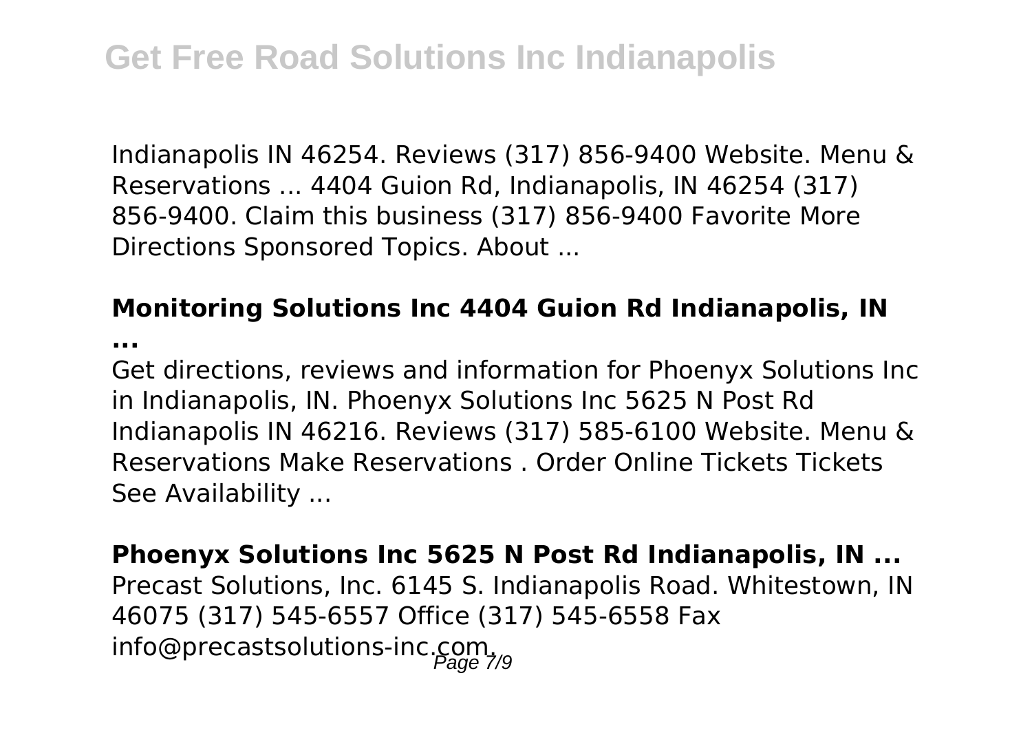Indianapolis IN 46254. Reviews (317) 856-9400 Website. Menu & Reservations ... 4404 Guion Rd, Indianapolis, IN 46254 (317) 856-9400. Claim this business (317) 856-9400 Favorite More Directions Sponsored Topics. About ...

**Monitoring Solutions Inc 4404 Guion Rd Indianapolis, IN ...**

Get directions, reviews and information for Phoenyx Solutions Inc in Indianapolis, IN. Phoenyx Solutions Inc 5625 N Post Rd Indianapolis IN 46216. Reviews (317) 585-6100 Website. Menu & Reservations Make Reservations . Order Online Tickets Tickets See Availability ...

**Phoenyx Solutions Inc 5625 N Post Rd Indianapolis, IN ...**

Precast Solutions, Inc. 6145 S. Indianapolis Road. Whitestown, IN 46075 (317) 545-6557 Office (317) 545-6558 Fax info@precastsolutions-inc.com.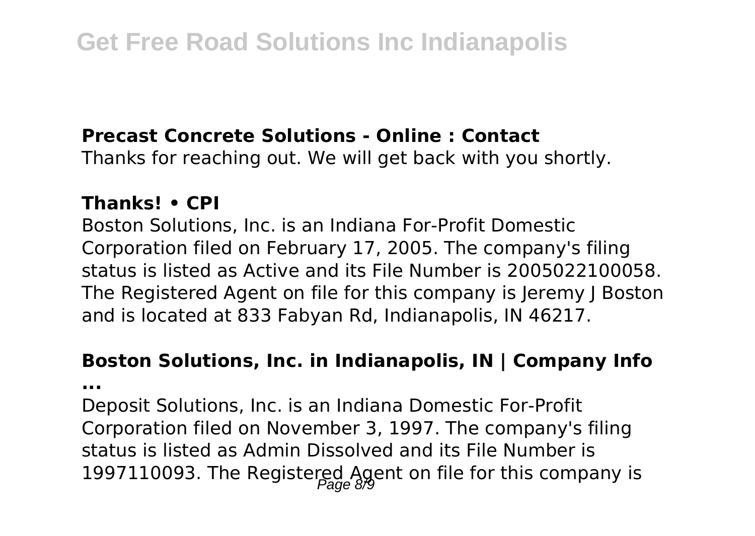**Precast Concrete Solutions - Online : Contact**

Thanks for reaching out. We will get back with you shortly.

**Thanks! • CPI**

Boston Solutions, Inc. is an Indiana For-Profit Domestic Corporation filed on February 17, 2005. The company's filing status is listed as Active and its File Number is 2005022100058. The Registered Agent on file for this company is Jeremy J Boston and is located at 833 Fabyan Rd, Indianapolis, IN 46217.

**Boston Solutions, Inc. in Indianapolis, IN | Company Info ...**

Deposit Solutions, Inc. is an Indiana Domestic For-Profit Corporation filed on November 3, 1997. The company's filing status is listed as Admin Dissolved and its File Number is 1997110093. The Registered Agent on file for this company is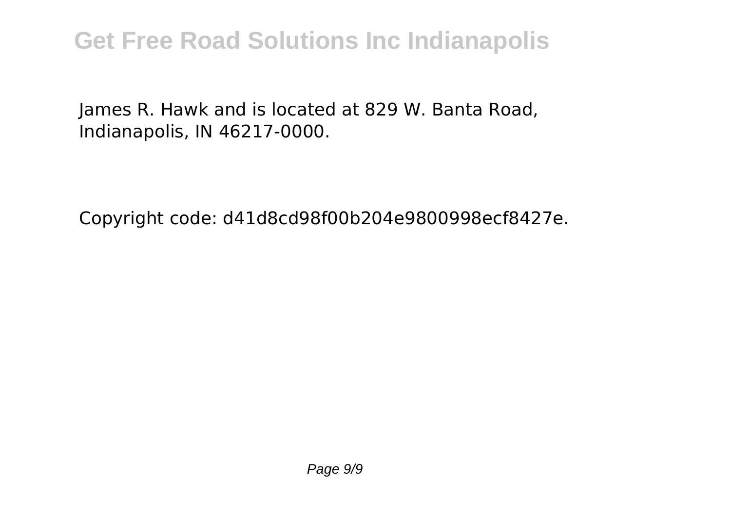James R. Hawk and is located at 829 W. Banta Road, Indianapolis, IN 46217-0000.

Copyright code: d41d8cd98f00b204e9800998ecf8427e.